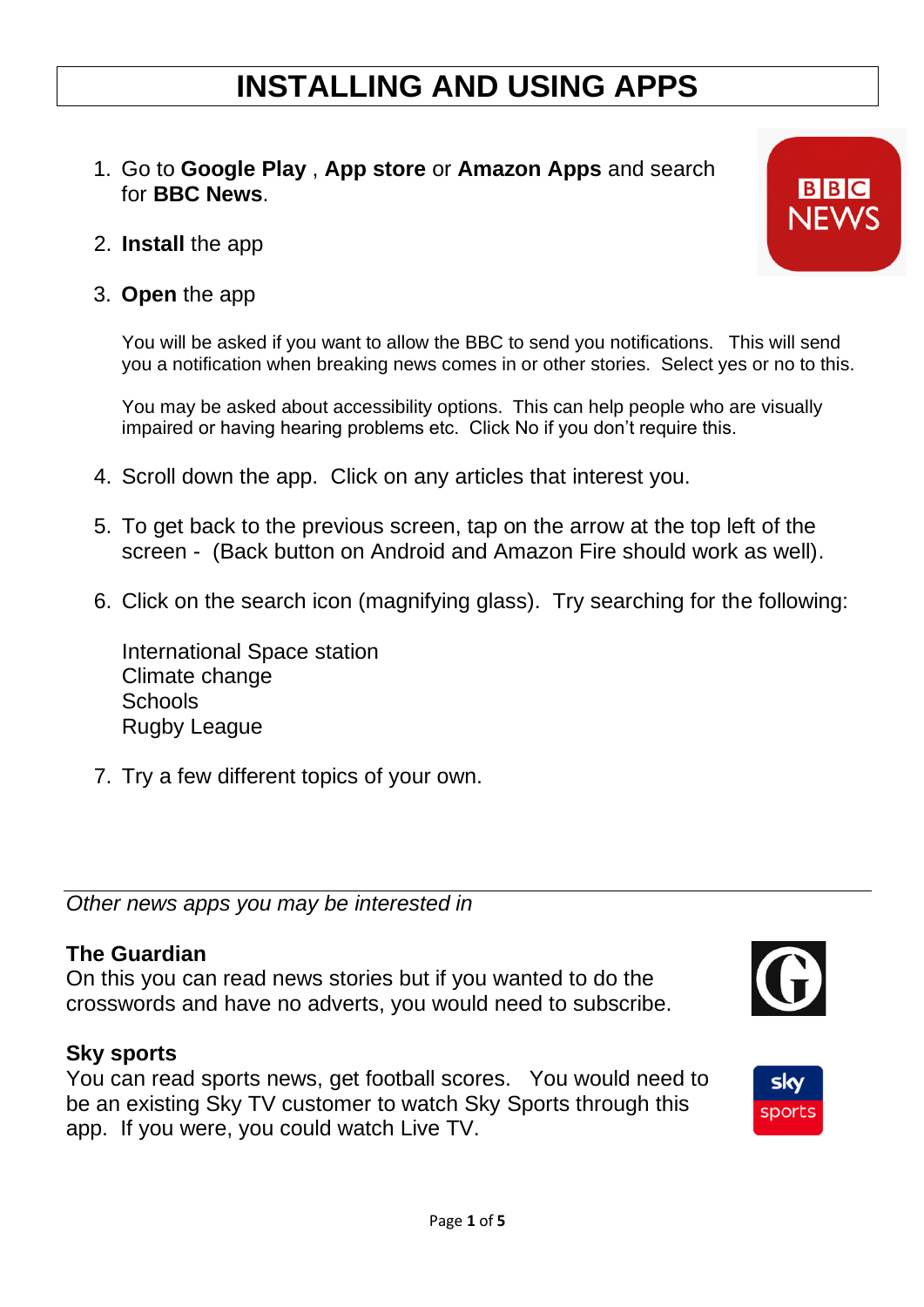# INSTALLING AND USING APPS

1. Go to **Google Play** , **App store** or **Amazon Apps** and search for **BBC News**.

2. **Install** the app

3. **Open** the app

   You will be asked if you want to allow the BBC to send you notifications. This will send you a notification when breaking news comes in or other stories. Select yes or no to this.

   You may be asked about accessibility options. This can help people who are visually impaired or having hearing problems etc. Click No if you don't require this.

4. Scroll down the app. Click on any articles that interest you.

5. To get back to the previous screen, tap on the arrow at the top left of the screen - (Back button on Android and Amazon Fire should work as well).

6. Click on the search icon (magnifying glass). Try searching for the following:

   International Space station
   Climate change
   Schools
   Rugby League

7. Try a few different topics of your own.

---

*Other news apps you may be interested in*

**The Guardian**
On this you can read news stories but if you wanted to do the crosswords and have no adverts, you would need to subscribe.

**Sky sports**
You can read sports news, get football scores. You would need to be an existing Sky TV customer to watch Sky Sports through this app. If you were, you could watch Live TV.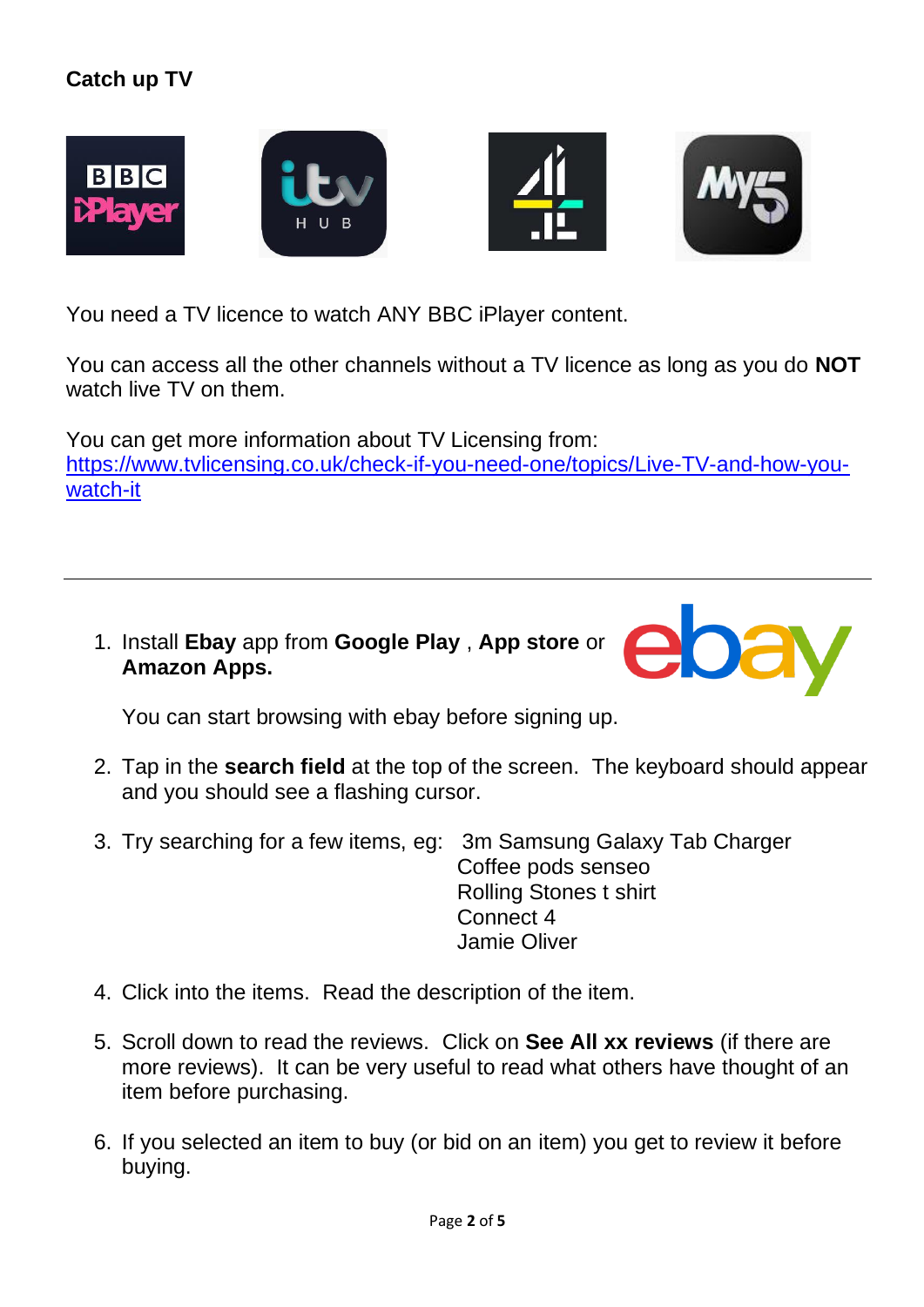**Catch up TV**

You need a TV licence to watch ANY BBC iPlayer content.

You can access all the other channels without a TV licence as long as you do **NOT** watch live TV on them.

You can get more information about TV Licensing from: https://www.tvlicensing.co.uk/check-if-you-need-one/topics/Live-TV-and-how-you-watch-it

---

1. Install **Ebay** app from **Google Play** , **App store** or **Amazon Apps.**

   You can start browsing with ebay before signing up.

2. Tap in the **search field** at the top of the screen. The keyboard should appear and you should see a flashing cursor.

3. Try searching for a few items, eg: 3m Samsung Galaxy Tab Charger
   Coffee pods senseo
   Rolling Stones t shirt
   Connect 4
   Jamie Oliver

4. Click into the items. Read the description of the item.

5. Scroll down to read the reviews. Click on **See All xx reviews** (if there are more reviews). It can be very useful to read what others have thought of an item before purchasing.

6. If you selected an item to buy (or bid on an item) you get to review it before buying.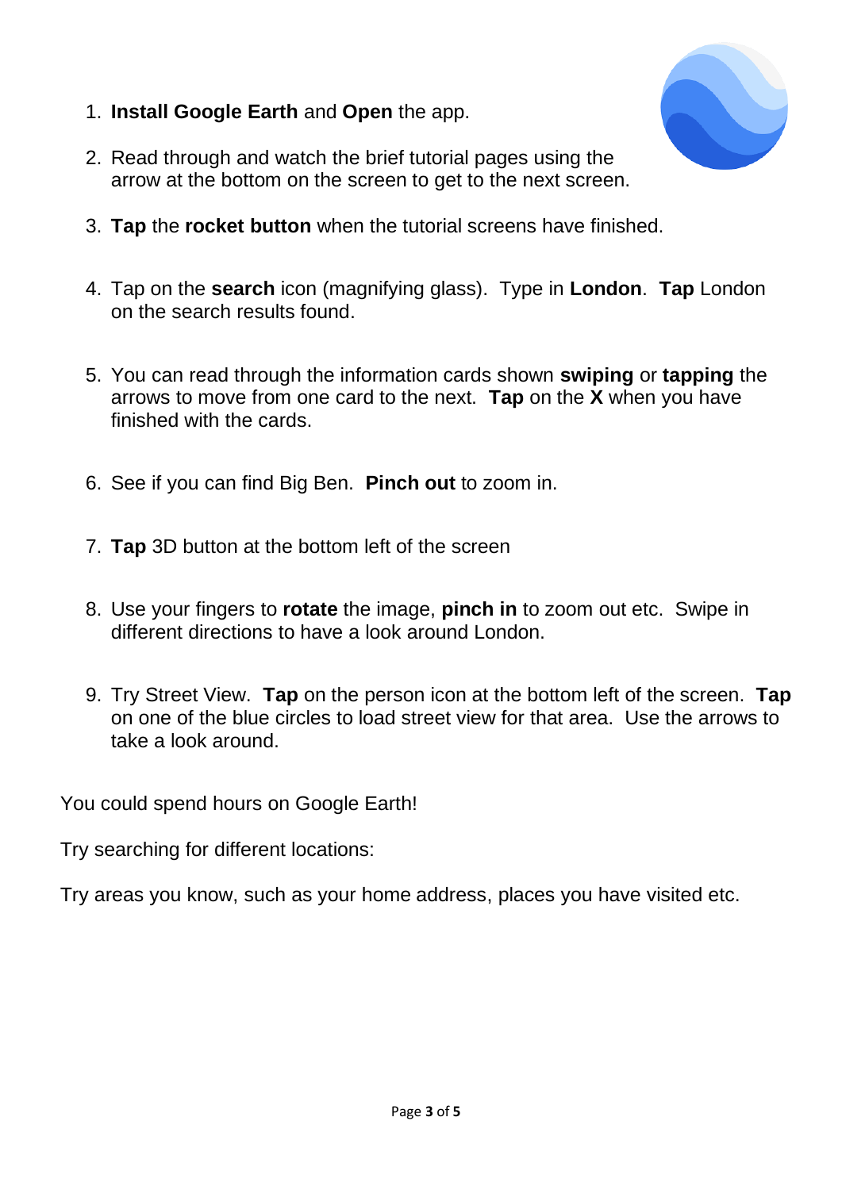1. **Install Google Earth** and **Open** the app.

2. Read through and watch the brief tutorial pages using the arrow at the bottom on the screen to get to the next screen.

3. **Tap** the **rocket button** when the tutorial screens have finished.

4. Tap on the **search** icon (magnifying glass). Type in **London**. **Tap** London on the search results found.

5. You can read through the information cards shown **swiping** or **tapping** the arrows to move from one card to the next. **Tap** on the **X** when you have finished with the cards.

6. See if you can find Big Ben. **Pinch out** to zoom in.

7. **Tap** 3D button at the bottom left of the screen

8. Use your fingers to **rotate** the image, **pinch in** to zoom out etc. Swipe in different directions to have a look around London.

9. Try Street View. **Tap** on the person icon at the bottom left of the screen. **Tap** on one of the blue circles to load street view for that area. Use the arrows to take a look around.

You could spend hours on Google Earth!

Try searching for different locations:

Try areas you know, such as your home address, places you have visited etc.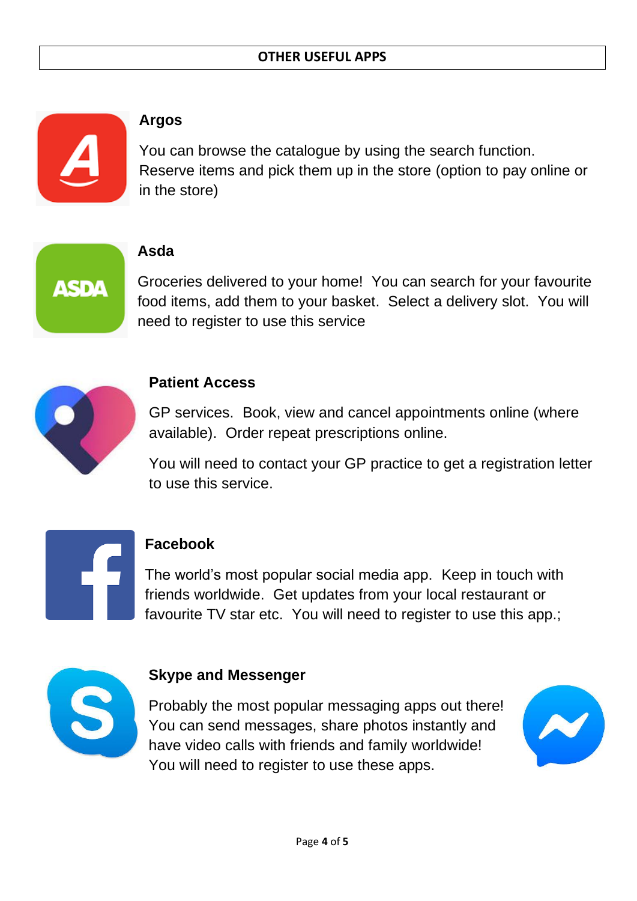# OTHER USEFUL APPS

## Argos

You can browse the catalogue by using the search function. Reserve items and pick them up in the store (option to pay online or in the store)

## Asda

Groceries delivered to your home! You can search for your favourite food items, add them to your basket. Select a delivery slot. You will need to register to use this service

## Patient Access

GP services. Book, view and cancel appointments online (where available). Order repeat prescriptions online.

You will need to contact your GP practice to get a registration letter to use this service.

## Facebook

The world's most popular social media app. Keep in touch with friends worldwide. Get updates from your local restaurant or favourite TV star etc. You will need to register to use this app.;

## Skype and Messenger

Probably the most popular messaging apps out there! You can send messages, share photos instantly and have video calls with friends and family worldwide! You will need to register to use these apps.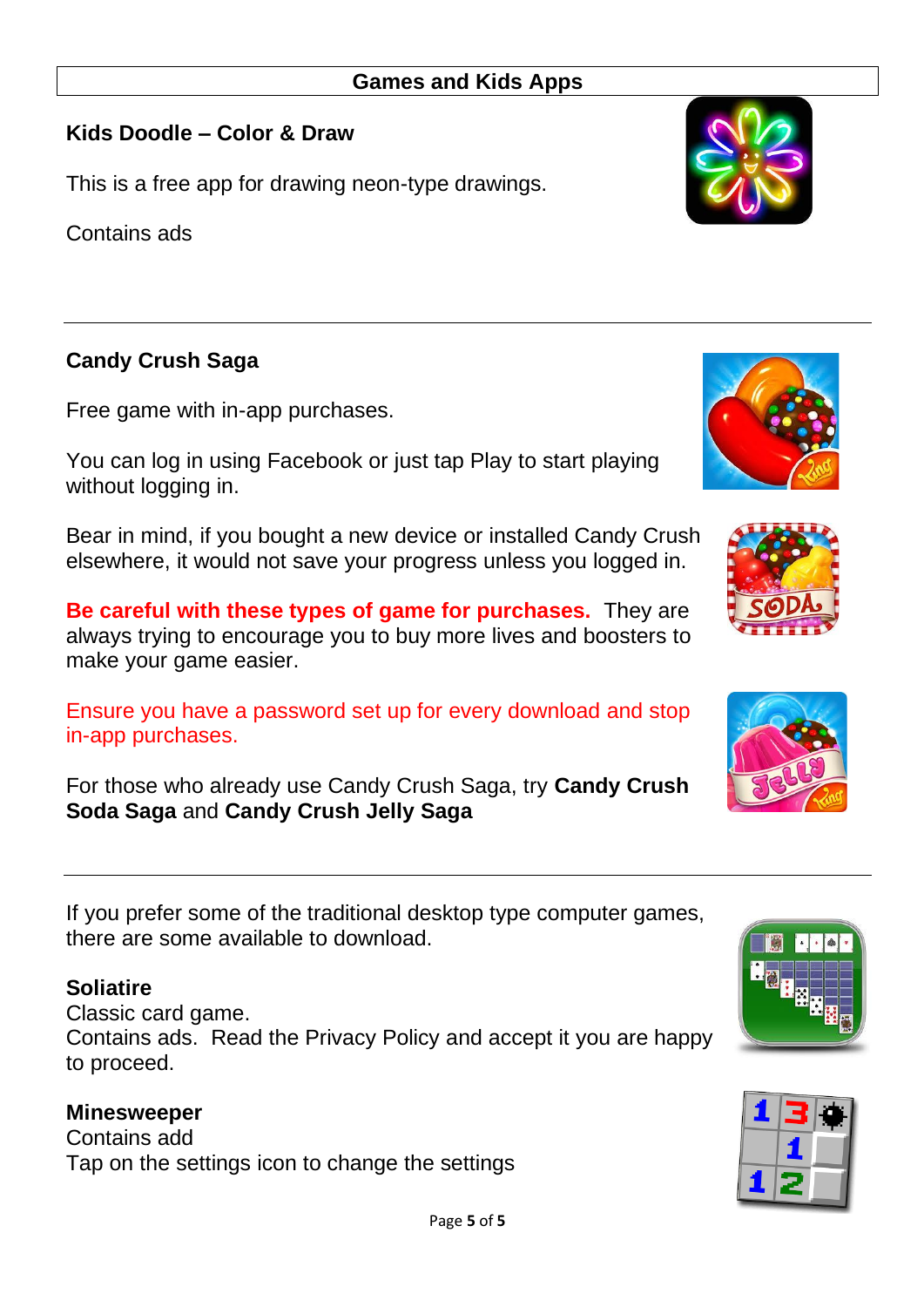## Games and Kids Apps

### Kids Doodle – Color & Draw

This is a free app for drawing neon-type drawings.

Contains ads

### Candy Crush Saga

Free game with in-app purchases.

You can log in using Facebook or just tap Play to start playing without logging in.

Bear in mind, if you bought a new device or installed Candy Crush elsewhere, it would not save your progress unless you logged in.

**Be careful with these types of game for purchases.** They are always trying to encourage you to buy more lives and boosters to make your game easier.

Ensure you have a password set up for every download and stop in-app purchases.

For those who already use Candy Crush Saga, try **Candy Crush Soda Saga** and **Candy Crush Jelly Saga**

---

If you prefer some of the traditional desktop type computer games, there are some available to download.

**Soliatire**
Classic card game.
Contains ads. Read the Privacy Policy and accept it you are happy to proceed.

**Minesweeper**
Contains add
Tap on the settings icon to change the settings